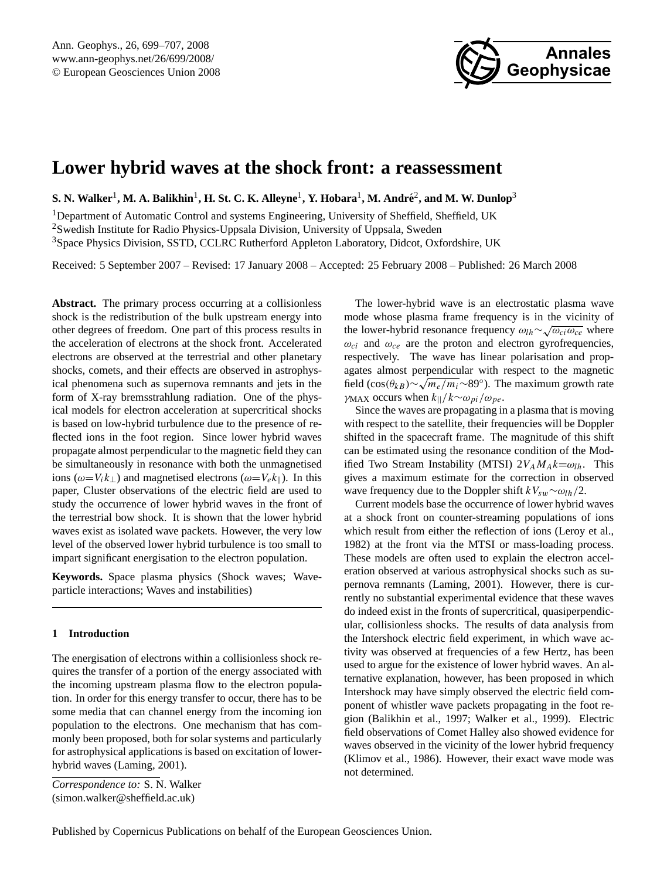# Lower hybrid waves at the shock front: a reassessment

**S. N. Walker[1], M. A. Balikhin[1], H. St. C. K. Alleyne[1], Y. Hobara[1], M. André[2], and M. W. Dunlop[3]**

[1]Department of Automatic Control and systems Engineering, University of Sheffield, Sheffield, UK
[2]Swedish Institute for Radio Physics-Uppsala Division, University of Uppsala, Sweden
[3]Space Physics Division, SSTD, CCLRC Rutherford Appleton Laboratory, Didcot, Oxfordshire, UK

Received: 5 September 2007 – Revised: 17 January 2008 – Accepted: 25 February 2008 – Published: 26 March 2008

**Abstract.** The primary process occurring at a collisionless shock is the redistribution of the bulk upstream energy into other degrees of freedom. One part of this process results in the acceleration of electrons at the shock front. Accelerated electrons are observed at the terrestrial and other planetary shocks, comets, and their effects are observed in astrophysical phenomena such as supernova remnants and jets in the form of X-ray bremsstrahlung radiation. One of the physical models for electron acceleration at supercritical shocks is based on low-hybrid turbulence due to the presence of reflected ions in the foot region. Since lower hybrid waves propagate almost perpendicular to the magnetic field they can be simultaneously in resonance with both the unmagnetised ions ($\omega = V_i k_\perp$) and magnetised electrons ($\omega = V_e k_\parallel$). In this paper, Cluster observations of the electric field are used to study the occurrence of lower hybrid waves in the front of the terrestrial bow shock. It is shown that the lower hybrid waves exist as isolated wave packets. However, the very low level of the observed lower hybrid turbulence is too small to impart significant energisation to the electron population.

**Keywords.** Space plasma physics (Shock waves; Wave-particle interactions; Waves and instabilities)

## 1 Introduction

The energisation of electrons within a collisionless shock requires the transfer of a portion of the energy associated with the incoming upstream plasma flow to the electron population. In order for this energy transfer to occur, there has to be some media that can channel energy from the incoming ion population to the electrons. One mechanism that has commonly been proposed, both for solar systems and particularly for astrophysical applications is based on excitation of lower-hybrid waves (Laming, 2001).

The lower-hybrid wave is an electrostatic plasma wave mode whose plasma frame frequency is in the vicinity of the lower-hybrid resonance frequency $\omega_{lh} \sim \sqrt{\omega_{ci}\omega_{ce}}$ where $\omega_{ci}$ and $\omega_{ce}$ are the proton and electron gyrofrequencies, respectively. The wave has linear polarisation and propagates almost perpendicular with respect to the magnetic field ($\cos(\theta_{kB}) \sim \sqrt{m_e/m_i} \sim 89°$). The maximum growth rate $\gamma_{\mathrm{MAX}}$ occurs when $k_{||}/k \sim \omega_{pi}/\omega_{pe}$.

Since the waves are propagating in a plasma that is moving with respect to the satellite, their frequencies will be Doppler shifted in the spacecraft frame. The magnitude of this shift can be estimated using the resonance condition of the Modified Two Stream Instability (MTSI) $2V_A M_A k = \omega_{lh}$. This gives a maximum estimate for the correction in observed wave frequency due to the Doppler shift $kV_{sw} \sim \omega_{lh}/2$.

Current models base the occurrence of lower hybrid waves at a shock front on counter-streaming populations of ions which result from either the reflection of ions (Leroy et al., 1982) at the front via the MTSI or mass-loading process. These models are often used to explain the electron acceleration observed at various astrophysical shocks such as supernova remnants (Laming, 2001). However, there is currently no substantial experimental evidence that these waves do indeed exist in the fronts of supercritical, quasiperpendicular, collisionless shocks. The results of data analysis from the Intershock electric field experiment, in which wave activity was observed at frequencies of a few Hertz, has been used to argue for the existence of lower hybrid waves. An alternative explanation, however, has been proposed in which Intershock may have simply observed the electric field component of whistler wave packets propagating in the foot region (Balikhin et al., 1997; Walker et al., 1999). Electric field observations of Comet Halley also showed evidence for waves observed in the vicinity of the lower hybrid frequency (Klimov et al., 1986). However, their exact wave mode was not determined.

*Correspondence to:* S. N. Walker
(simon.walker@sheffield.ac.uk)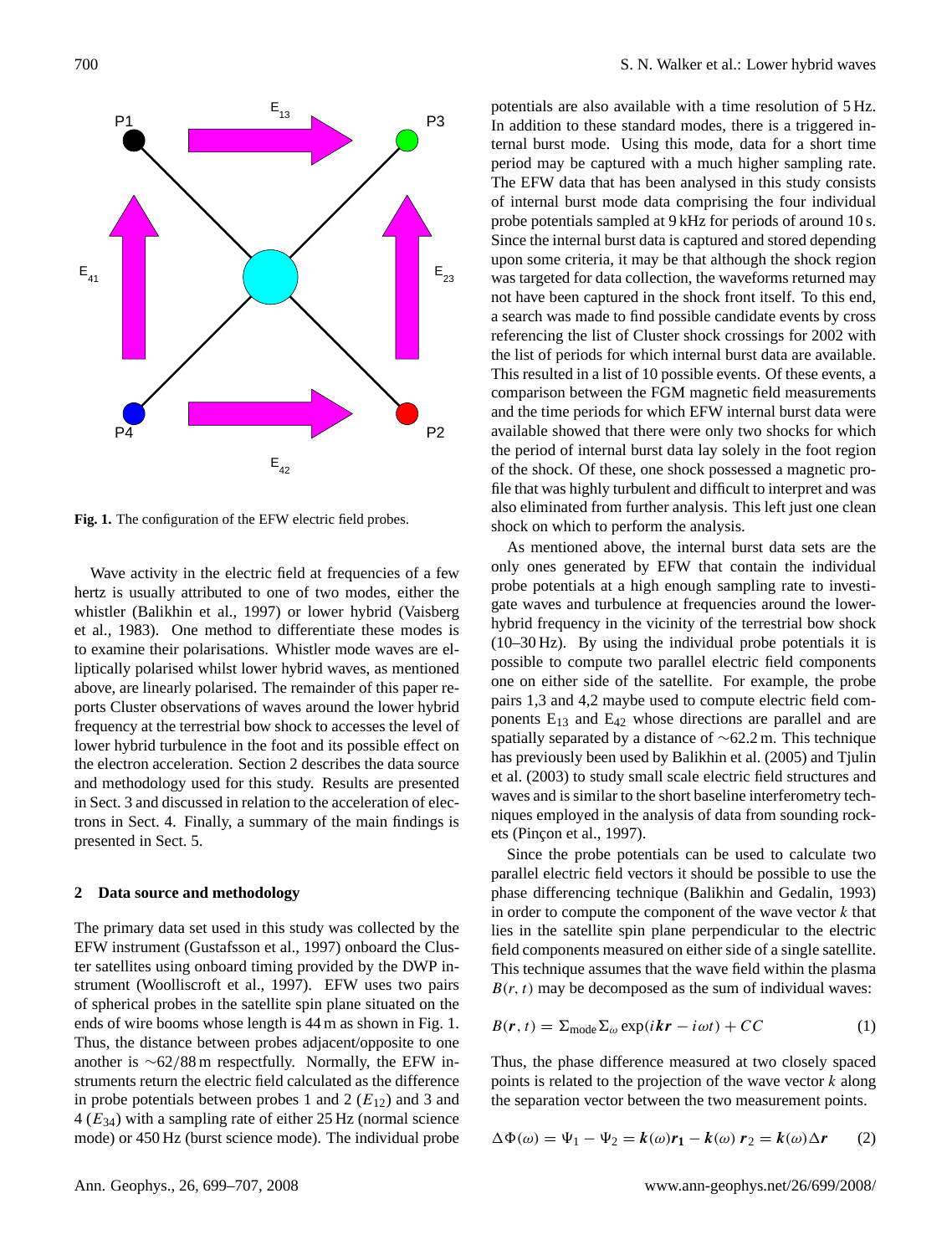**Fig. 1.** The configuration of the EFW electric field probes.

Wave activity in the electric field at frequencies of a few hertz is usually attributed to one of two modes, either the whistler (Balikhin et al., 1997) or lower hybrid (Vaisberg et al., 1983). One method to differentiate these modes is to examine their polarisations. Whistler mode waves are elliptically polarised whilst lower hybrid waves, as mentioned above, are linearly polarised. The remainder of this paper reports Cluster observations of waves around the lower hybrid frequency at the terrestrial bow shock to accesses the level of lower hybrid turbulence in the foot and its possible effect on the electron acceleration. Section 2 describes the data source and methodology used for this study. Results are presented in Sect. 3 and discussed in relation to the acceleration of electrons in Sect. 4. Finally, a summary of the main findings is presented in Sect. 5.

## 2 Data source and methodology

The primary data set used in this study was collected by the EFW instrument (Gustafsson et al., 1997) onboard the Cluster satellites using onboard timing provided by the DWP instrument (Woolliscroft et al., 1997). EFW uses two pairs of spherical probes in the satellite spin plane situated on the ends of wire booms whose length is 44 m as shown in Fig. 1. Thus, the distance between probes adjacent/opposite to one another is ~62/88 m respectfully. Normally, the EFW instruments return the electric field calculated as the difference in probe potentials between probes 1 and 2 ($E_{12}$) and 3 and 4 ($E_{34}$) with a sampling rate of either 25 Hz (normal science mode) or 450 Hz (burst science mode). The individual probe potentials are also available with a time resolution of 5 Hz. In addition to these standard modes, there is a triggered internal burst mode. Using this mode, data for a short time period may be captured with a much higher sampling rate. The EFW data that has been analysed in this study consists of internal burst mode data comprising the four individual probe potentials sampled at 9 kHz for periods of around 10 s. Since the internal burst data is captured and stored depending upon some criteria, it may be that although the shock region was targeted for data collection, the waveforms returned may not have been captured in the shock front itself. To this end, a search was made to find possible candidate events by cross referencing the list of Cluster shock crossings for 2002 with the list of periods for which internal burst data are available. This resulted in a list of 10 possible events. Of these events, a comparison between the FGM magnetic field measurements and the time periods for which EFW internal burst data were available showed that there were only two shocks for which the period of internal burst data lay solely in the foot region of the shock. Of these, one shock possessed a magnetic profile that was highly turbulent and difficult to interpret and was also eliminated from further analysis. This left just one clean shock on which to perform the analysis.

As mentioned above, the internal burst data sets are the only ones generated by EFW that contain the individual probe potentials at a high enough sampling rate to investigate waves and turbulence at frequencies around the lower-hybrid frequency in the vicinity of the terrestrial bow shock (10–30 Hz). By using the individual probe potentials it is possible to compute two parallel electric field components one on either side of the satellite. For example, the probe pairs 1,3 and 4,2 maybe used to compute electric field components $E_{13}$ and $E_{42}$ whose directions are parallel and are spatially separated by a distance of ~62.2 m. This technique has previously been used by Balikhin et al. (2005) and Tjulin et al. (2003) to study small scale electric field structures and waves and is similar to the short baseline interferometry techniques employed in the analysis of data from sounding rockets (Pinçon et al., 1997).

Since the probe potentials can be used to calculate two parallel electric field vectors it should be possible to use the phase differencing technique (Balikhin and Gedalin, 1993) in order to compute the component of the wave vector $k$ that lies in the satellite spin plane perpendicular to the electric field components measured on either side of a single satellite. This technique assumes that the wave field within the plasma $B(r, t)$ may be decomposed as the sum of individual waves:

$$B(\boldsymbol{r}, t) = \Sigma_{\text{mode}} \Sigma_{\omega} \exp(i\boldsymbol{kr} - i\omega t) + CC \tag{1}$$

Thus, the phase difference measured at two closely spaced points is related to the projection of the wave vector $k$ along the separation vector between the two measurement points.

$$\Delta\Phi(\omega) = \Psi_1 - \Psi_2 = \boldsymbol{k}(\omega)\boldsymbol{r_1} - \boldsymbol{k}(\omega)\,\boldsymbol{r}_2 = \boldsymbol{k}(\omega)\Delta\boldsymbol{r} \tag{2}$$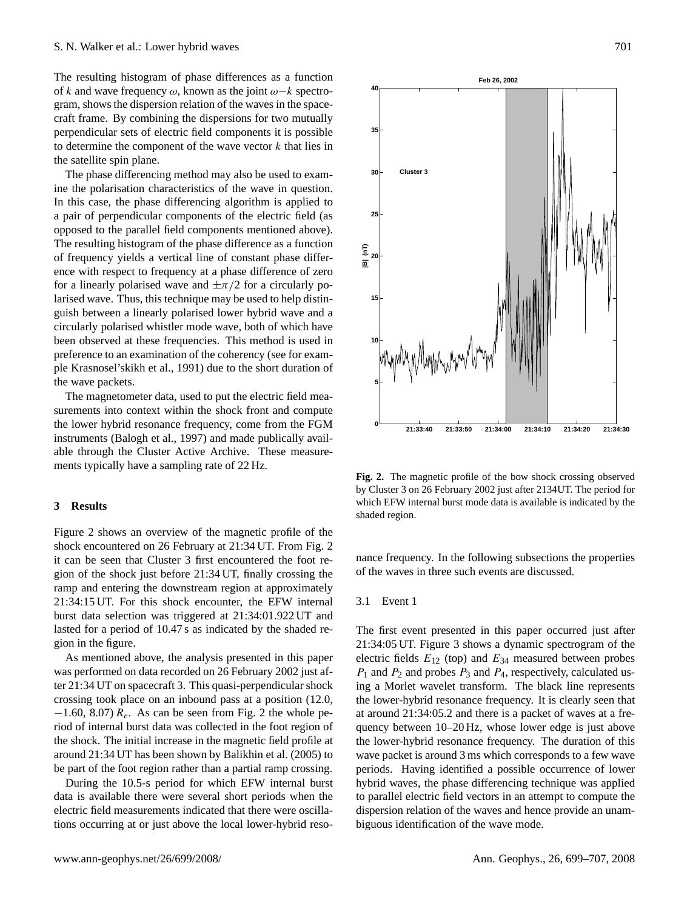The resulting histogram of phase differences as a function of $k$ and wave frequency $\omega$, known as the joint $\omega-k$ spectrogram, shows the dispersion relation of the waves in the spacecraft frame. By combining the dispersions for two mutually perpendicular sets of electric field components it is possible to determine the component of the wave vector $k$ that lies in the satellite spin plane.

The phase differencing method may also be used to examine the polarisation characteristics of the wave in question. In this case, the phase differencing algorithm is applied to a pair of perpendicular components of the electric field (as opposed to the parallel field components mentioned above). The resulting histogram of the phase difference as a function of frequency yields a vertical line of constant phase difference with respect to frequency at a phase difference of zero for a linearly polarised wave and $\pm\pi/2$ for a circularly polarised wave. Thus, this technique may be used to help distinguish between a linearly polarised lower hybrid wave and a circularly polarised whistler mode wave, both of which have been observed at these frequencies. This method is used in preference to an examination of the coherency (see for example Krasnosel'skikh et al., 1991) due to the short duration of the wave packets.

The magnetometer data, used to put the electric field measurements into context within the shock front and compute the lower hybrid resonance frequency, come from the FGM instruments (Balogh et al., 1997) and made publically available through the Cluster Active Archive. These measurements typically have a sampling rate of 22 Hz.

**Fig. 2.** The magnetic profile of the bow shock crossing observed by Cluster 3 on 26 February 2002 just after 2134UT. The period for which EFW internal burst mode data is available is indicated by the shaded region.

## 3 Results

Figure 2 shows an overview of the magnetic profile of the shock encountered on 26 February at 21:34 UT. From Fig. 2 it can be seen that Cluster 3 first encountered the foot region of the shock just before 21:34 UT, finally crossing the ramp and entering the downstream region at approximately 21:34:15 UT. For this shock encounter, the EFW internal burst data selection was triggered at 21:34:01.922 UT and lasted for a period of 10.47 s as indicated by the shaded region in the figure.

As mentioned above, the analysis presented in this paper was performed on data recorded on 26 February 2002 just after 21:34 UT on spacecraft 3. This quasi-perpendicular shock crossing took place on an inbound pass at a position (12.0, −1.60, 8.07) $R_e$. As can be seen from Fig. 2 the whole period of internal burst data was collected in the foot region of the shock. The initial increase in the magnetic field profile at around 21:34 UT has been shown by Balikhin et al. (2005) to be part of the foot region rather than a partial ramp crossing.

During the 10.5-s period for which EFW internal burst data is available there were several short periods when the electric field measurements indicated that there were oscillations occurring at or just above the local lower-hybrid resonance frequency. In the following subsections the properties of the waves in three such events are discussed.

### 3.1 Event 1

The first event presented in this paper occurred just after 21:34:05 UT. Figure 3 shows a dynamic spectrogram of the electric fields $E_{12}$ (top) and $E_{34}$ measured between probes $P_1$ and $P_2$ and probes $P_3$ and $P_4$, respectively, calculated using a Morlet wavelet transform. The black line represents the lower-hybrid resonance frequency. It is clearly seen that at around 21:34:05.2 and there is a packet of waves at a frequency between 10–20 Hz, whose lower edge is just above the lower-hybrid resonance frequency. The duration of this wave packet is around 3 ms which corresponds to a few wave periods. Having identified a possible occurrence of lower hybrid waves, the phase differencing technique was applied to parallel electric field vectors in an attempt to compute the dispersion relation of the waves and hence provide an unambiguous identification of the wave mode.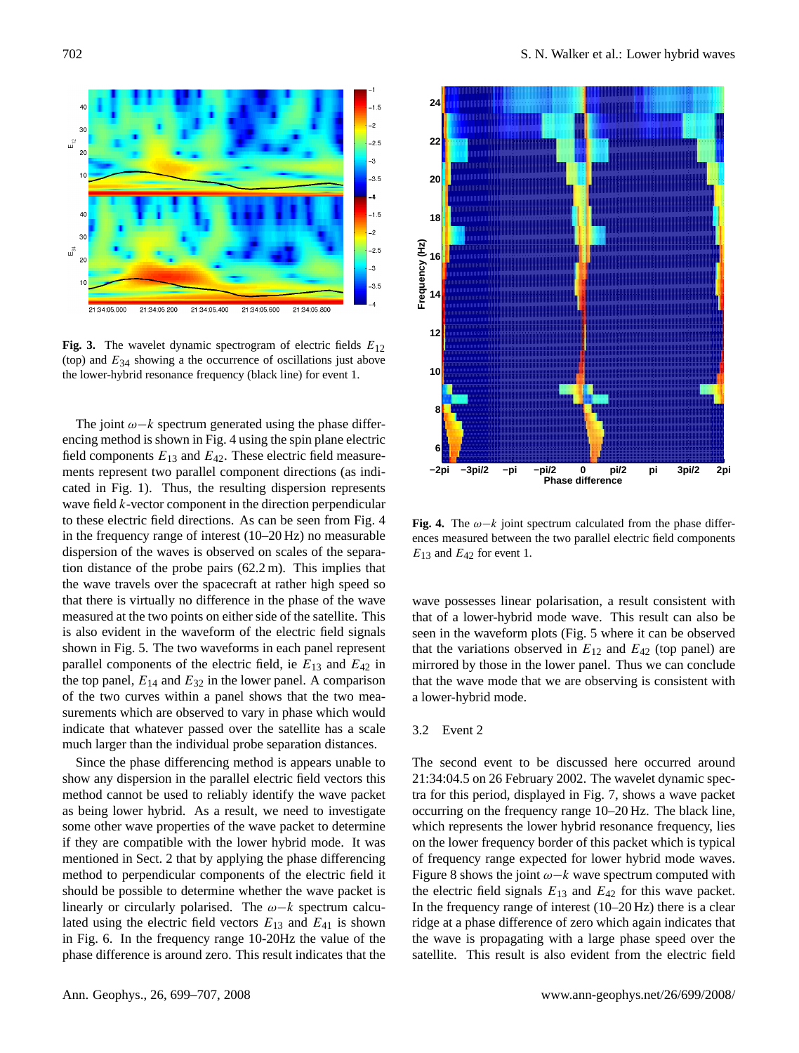**Fig. 3.** The wavelet dynamic spectrogram of electric fields $E_{12}$ (top) and $E_{34}$ showing a the occurrence of oscillations just above the lower-hybrid resonance frequency (black line) for event 1.

**Fig. 4.** The $\omega-k$ joint spectrum calculated from the phase differences measured between the two parallel electric field components $E_{13}$ and $E_{42}$ for event 1.

The joint $\omega-k$ spectrum generated using the phase differencing method is shown in Fig. 4 using the spin plane electric field components $E_{13}$ and $E_{42}$. These electric field measurements represent two parallel component directions (as indicated in Fig. 1). Thus, the resulting dispersion represents wave field $k$-vector component in the direction perpendicular to these electric field directions. As can be seen from Fig. 4 in the frequency range of interest (10–20 Hz) no measurable dispersion of the waves is observed on scales of the separation distance of the probe pairs (62.2 m). This implies that the wave travels over the spacecraft at rather high speed so that there is virtually no difference in the phase of the wave measured at the two points on either side of the satellite. This is also evident in the waveform of the electric field signals shown in Fig. 5. The two waveforms in each panel represent parallel components of the electric field, ie $E_{13}$ and $E_{42}$ in the top panel, $E_{14}$ and $E_{32}$ in the lower panel. A comparison of the two curves within a panel shows that the two measurements which are observed to vary in phase which would indicate that whatever passed over the satellite has a scale much larger than the individual probe separation distances.

Since the phase differencing method is appears unable to show any dispersion in the parallel electric field vectors this method cannot be used to reliably identify the wave packet as being lower hybrid. As a result, we need to investigate some other wave properties of the wave packet to determine if they are compatible with the lower hybrid mode. It was mentioned in Sect. 2 that by applying the phase differencing method to perpendicular components of the electric field it should be possible to determine whether the wave packet is linearly or circularly polarised. The $\omega-k$ spectrum calculated using the electric field vectors $E_{13}$ and $E_{41}$ is shown in Fig. 6. In the frequency range 10-20Hz the value of the phase difference is around zero. This result indicates that the wave possesses linear polarisation, a result consistent with that of a lower-hybrid mode wave. This result can also be seen in the waveform plots (Fig. 5 where it can be observed that the variations observed in $E_{12}$ and $E_{42}$ (top panel) are mirrored by those in the lower panel. Thus we can conclude that the wave mode that we are observing is consistent with a lower-hybrid mode.

### 3.2 Event 2

The second event to be discussed here occurred around 21:34:04.5 on 26 February 2002. The wavelet dynamic spectra for this period, displayed in Fig. 7, shows a wave packet occurring on the frequency range 10–20 Hz. The black line, which represents the lower hybrid resonance frequency, lies on the lower frequency border of this packet which is typical of frequency range expected for lower hybrid mode waves. Figure 8 shows the joint $\omega-k$ wave spectrum computed with the electric field signals $E_{13}$ and $E_{42}$ for this wave packet. In the frequency range of interest (10–20 Hz) there is a clear ridge at a phase difference of zero which again indicates that the wave is propagating with a large phase speed over the satellite. This result is also evident from the electric field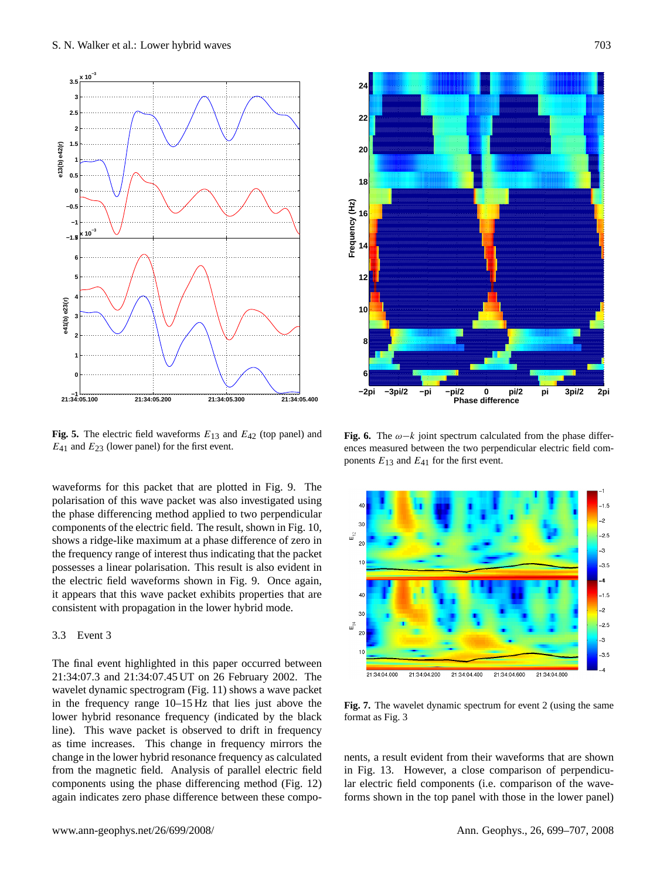**Fig. 5.** The electric field waveforms $E_{13}$ and $E_{42}$ (top panel) and $E_{41}$ and $E_{23}$ (lower panel) for the first event.

**Fig. 6.** The $\omega-k$ joint spectrum calculated from the phase differences measured between the two perpendicular electric field components $E_{13}$ and $E_{41}$ for the first event.

waveforms for this packet that are plotted in Fig. 9. The polarisation of this wave packet was also investigated using the phase differencing method applied to two perpendicular components of the electric field. The result, shown in Fig. 10, shows a ridge-like maximum at a phase difference of zero in the frequency range of interest thus indicating that the packet possesses a linear polarisation. This result is also evident in the electric field waveforms shown in Fig. 9. Once again, it appears that this wave packet exhibits properties that are consistent with propagation in the lower hybrid mode.

### 3.3 Event 3

The final event highlighted in this paper occurred between 21:34:07.3 and 21:34:07.45 UT on 26 February 2002. The wavelet dynamic spectrogram (Fig. 11) shows a wave packet in the frequency range 10–15 Hz that lies just above the lower hybrid resonance frequency (indicated by the black line). This wave packet is observed to drift in frequency as time increases. This change in frequency mirrors the change in the lower hybrid resonance frequency as calculated from the magnetic field. Analysis of parallel electric field components using the phase differencing method (Fig. 12) again indicates zero phase difference between these components, a result evident from their waveforms that are shown in Fig. 13. However, a close comparison of perpendicular electric field components (i.e. comparison of the waveforms shown in the top panel with those in the lower panel)

**Fig. 7.** The wavelet dynamic spectrum for event 2 (using the same format as Fig. 3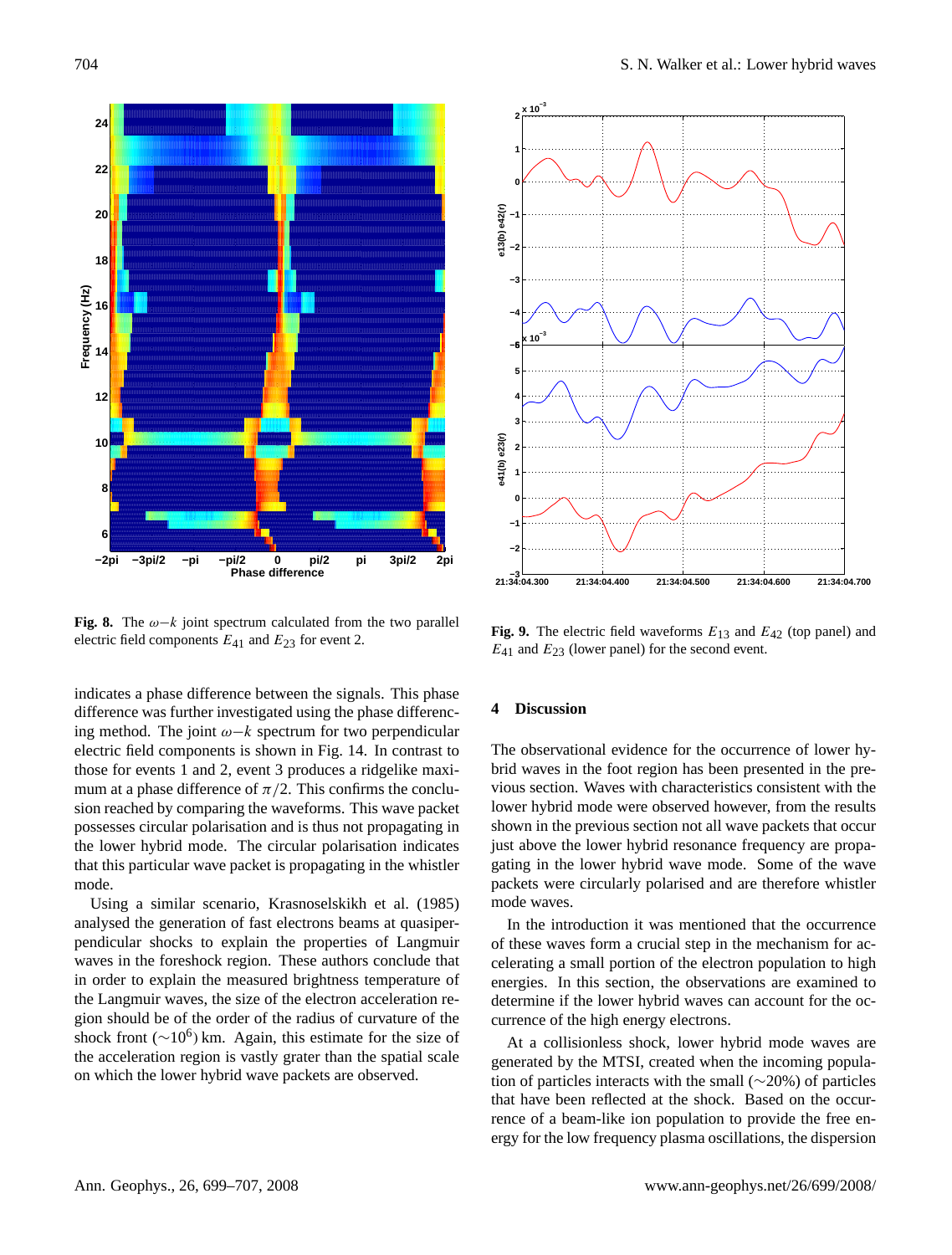**Fig. 8.** The $\omega-k$ joint spectrum calculated from the two parallel electric field components $E_{41}$ and $E_{23}$ for event 2.

**Fig. 9.** The electric field waveforms $E_{13}$ and $E_{42}$ (top panel) and $E_{41}$ and $E_{23}$ (lower panel) for the second event.

indicates a phase difference between the signals. This phase difference was further investigated using the phase differencing method. The joint $\omega-k$ spectrum for two perpendicular electric field components is shown in Fig. 14. In contrast to those for events 1 and 2, event 3 produces a ridgelike maximum at a phase difference of $\pi/2$. This confirms the conclusion reached by comparing the waveforms. This wave packet possesses circular polarisation and is thus not propagating in the lower hybrid mode. The circular polarisation indicates that this particular wave packet is propagating in the whistler mode.

Using a similar scenario, Krasnoselskikh et al. (1985) analysed the generation of fast electrons beams at quasiperpendicular shocks to explain the properties of Langmuir waves in the foreshock region. These authors conclude that in order to explain the measured brightness temperature of the Langmuir waves, the size of the electron acceleration region should be of the order of the radius of curvature of the shock front ($\sim 10^6$) km. Again, this estimate for the size of the acceleration region is vastly grater than the spatial scale on which the lower hybrid wave packets are observed.

## 4 Discussion

The observational evidence for the occurrence of lower hybrid waves in the foot region has been presented in the previous section. Waves with characteristics consistent with the lower hybrid mode were observed however, from the results shown in the previous section not all wave packets that occur just above the lower hybrid resonance frequency are propagating in the lower hybrid wave mode. Some of the wave packets were circularly polarised and are therefore whistler mode waves.

In the introduction it was mentioned that the occurrence of these waves form a crucial step in the mechanism for accelerating a small portion of the electron population to high energies. In this section, the observations are examined to determine if the lower hybrid waves can account for the occurrence of the high energy electrons.

At a collisionless shock, lower hybrid mode waves are generated by the MTSI, created when the incoming population of particles interacts with the small ($\sim$20%) of particles that have been reflected at the shock. Based on the occurrence of a beam-like ion population to provide the free energy for the low frequency plasma oscillations, the dispersion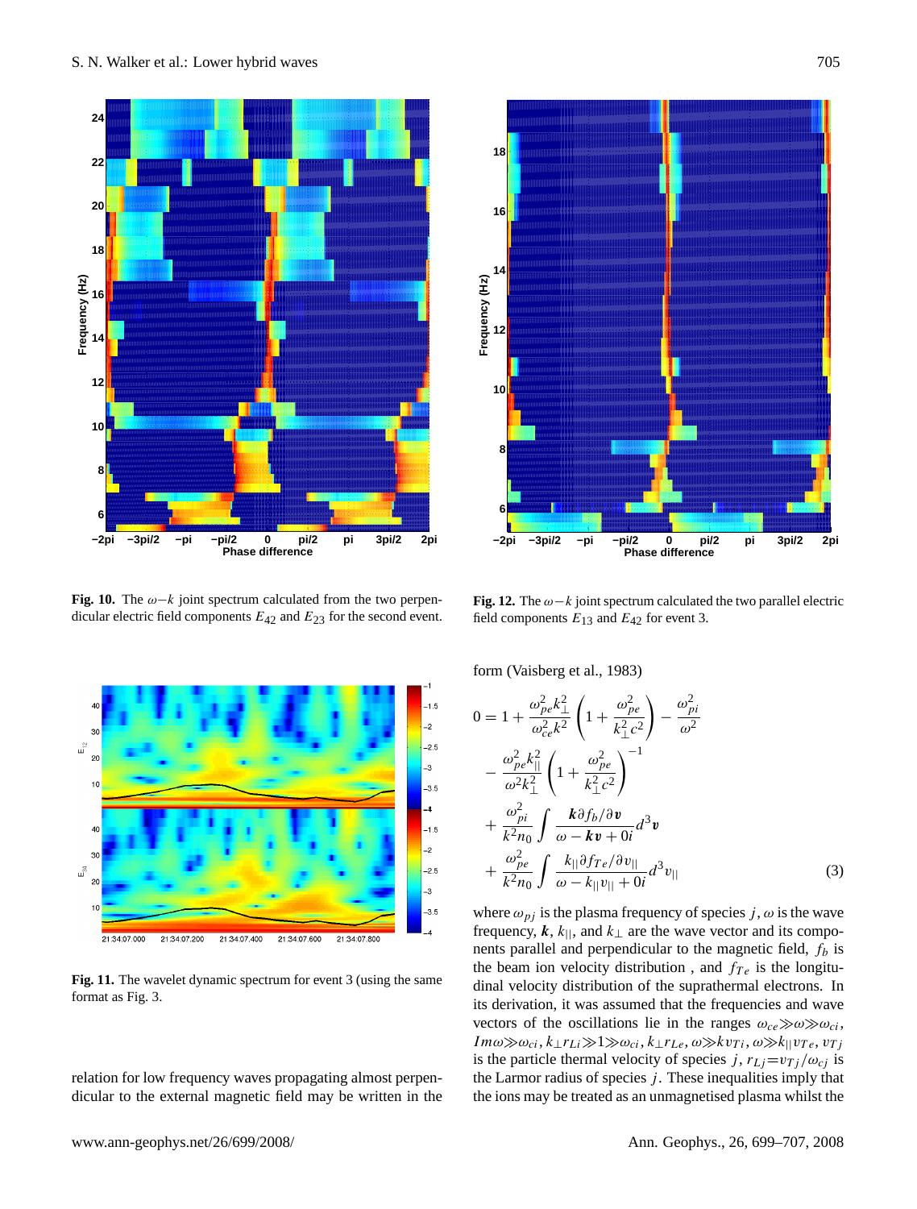Fig. 10. The $\omega-k$ joint spectrum calculated from the two perpendicular electric field components $E_{42}$ and $E_{23}$ for the second event.

Fig. 12. The $\omega-k$ joint spectrum calculated the two parallel electric field components $E_{13}$ and $E_{42}$ for event 3.

Fig. 11. The wavelet dynamic spectrum for event 3 (using the same format as Fig. 3.

relation for low frequency waves propagating almost perpendicular to the external magnetic field may be written in the form (Vaisberg et al., 1983)

$$
\begin{aligned}
0 = 1 &+ \frac{\omega_{pe}^2 k_\perp^2}{\omega_{ce}^2 k^2}\left(1+\frac{\omega_{pe}^2}{k_\perp^2 c^2}\right) - \frac{\omega_{pi}^2}{\omega^2} \\
&- \frac{\omega_{pe}^2 k_{||}^2}{\omega^2 k_\perp^2}\left(1+\frac{\omega_{pe}^2}{k_\perp^2 c^2}\right)^{-1} \\
&+ \frac{\omega_{pi}^2}{k^2 n_0}\int \frac{\boldsymbol{k}\partial f_b/\partial \boldsymbol{v}}{\omega - \boldsymbol{kv} + 0i} d^3\boldsymbol{v} \\
&+ \frac{\omega_{pe}^2}{k^2 n_0}\int \frac{k_{||}\partial f_{Te}/\partial v_{||}}{\omega - k_{||}v_{||} + 0i} d^3 v_{||}
\end{aligned} \tag{3}
$$

where $\omega_{pj}$ is the plasma frequency of species $j$, $\omega$ is the wave frequency, $\boldsymbol{k}$, $k_{||}$, and $k_\perp$ are the wave vector and its components parallel and perpendicular to the magnetic field, $f_b$ is the beam ion velocity distribution , and $f_{Te}$ is the longitudinal velocity distribution of the suprathermal electrons. In its derivation, it was assumed that the frequencies and wave vectors of the oscillations lie in the ranges $\omega_{ce} \gg \omega \gg \omega_{ci}$, $Im\omega \gg \omega_{ci}$, $k_\perp r_{Li} \gg 1 \gg \omega_{ci}$, $k_\perp r_{Le}$, $\omega \gg k v_{Ti}$, $\omega \gg k_{||} v_{Te}$, $v_{Tj}$ is the particle thermal velocity of species $j$, $r_{Lj} = v_{Tj}/\omega_{cj}$ is the Larmor radius of species $j$. These inequalities imply that the ions may be treated as an unmagnetised plasma whilst the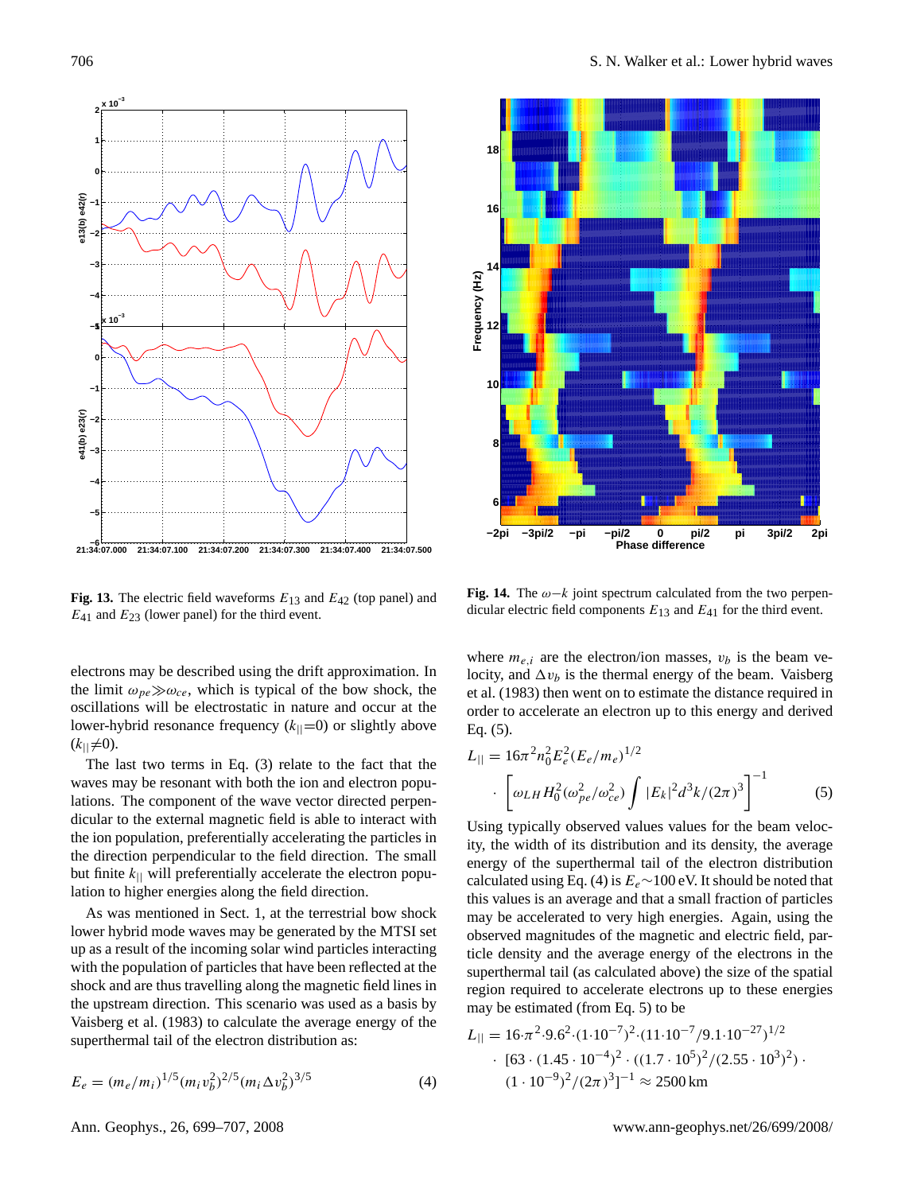**Fig. 13.** The electric field waveforms $E_{13}$ and $E_{42}$ (top panel) and $E_{41}$ and $E_{23}$ (lower panel) for the third event.

**Fig. 14.** The $\omega-k$ joint spectrum calculated from the two perpendicular electric field components $E_{13}$ and $E_{41}$ for the third event.

electrons may be described using the drift approximation. In the limit $\omega_{pe}\gg\omega_{ce}$, which is typical of the bow shock, the oscillations will be electrostatic in nature and occur at the lower-hybrid resonance frequency ($k_{||}=0$) or slightly above ($k_{||}\neq 0$).

The last two terms in Eq. (3) relate to the fact that the waves may be resonant with both the ion and electron populations. The component of the wave vector directed perpendicular to the external magnetic field is able to interact with the ion population, preferentially accelerating the particles in the direction perpendicular to the field direction. The small but finite $k_{||}$ will preferentially accelerate the electron population to higher energies along the field direction.

As was mentioned in Sect. 1, at the terrestrial bow shock lower hybrid mode waves may be generated by the MTSI set up as a result of the incoming solar wind particles interacting with the population of particles that have been reflected at the shock and are thus travelling along the magnetic field lines in the upstream direction. This scenario was used as a basis by Vaisberg et al. (1983) to calculate the average energy of the superthermal tail of the electron distribution as:

$$E_e = (m_e/m_i)^{1/5}(m_i v_b^2)^{2/5}(m_i \Delta v_b^2)^{3/5} \qquad (4)$$

where $m_{e,i}$ are the electron/ion masses, $v_b$ is the beam velocity, and $\Delta v_b$ is the thermal energy of the beam. Vaisberg et al. (1983) then went on to estimate the distance required in order to accelerate an electron up to this energy and derived Eq. (5).

$$L_{||} = 16\pi^2 n_0^2 E_e^2 (E_e/m_e)^{1/2} \cdot \left[\omega_{LH} H_0^2(\omega_{pe}^2/\omega_{ce}^2)\int |E_k|^2 d^3k/(2\pi)^3\right]^{-1} \qquad (5)$$

Using typically observed values values for the beam velocity, the width of its distribution and its density, the average energy of the superthermal tail of the electron distribution calculated using Eq. (4) is $E_e\sim 100$ eV. It should be noted that this values is an average and that a small fraction of particles may be accelerated to very high energies. Again, using the observed magnitudes of the magnetic and electric field, particle density and the average energy of the electrons in the superthermal tail (as calculated above) the size of the spatial region required to accelerate electrons up to these energies may be estimated (from Eq. 5) to be

$$L_{||} = 16\cdot\pi^2\cdot 9.6^2\cdot(1\cdot 10^{-7})^2\cdot(11\cdot 10^{-7}/9.1\cdot 10^{-27})^{1/2} \cdot [63\cdot(1.45\cdot 10^{-4})^2\cdot((1.7\cdot 10^5)^2/(2.55\cdot 10^3)^2)\cdot (1\cdot 10^{-9})^2/(2\pi)^3]^{-1} \approx 2500\,\text{km}$$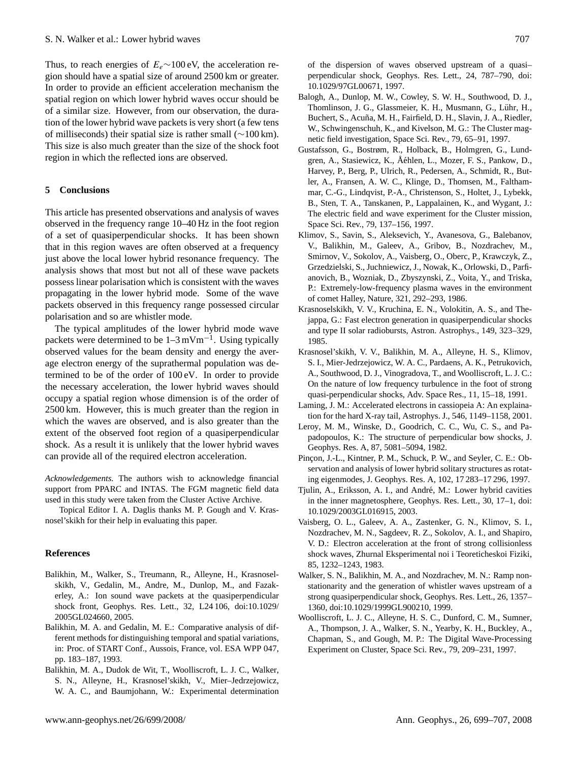Thus, to reach energies of $E_e \sim 100$ eV, the acceleration region should have a spatial size of around 2500 km or greater. In order to provide an efficient acceleration mechanism the spatial region on which lower hybrid waves occur should be of a similar size. However, from our observation, the duration of the lower hybrid wave packets is very short (a few tens of milliseconds) their spatial size is rather small ($\sim$100 km). This size is also much greater than the size of the shock foot region in which the reflected ions are observed.

## 5 Conclusions

This article has presented observations and analysis of waves observed in the frequency range 10–40 Hz in the foot region of a set of quasiperpendicular shocks. It has been shown that in this region waves are often observed at a frequency just above the local lower hybrid resonance frequency. The analysis shows that most but not all of these wave packets possess linear polarisation which is consistent with the waves propagating in the lower hybrid mode. Some of the wave packets observed in this frequency range possessed circular polarisation and so are whistler mode.

The typical amplitudes of the lower hybrid mode wave packets were determined to be 1–3 $\mathrm{mVm}^{-1}$. Using typically observed values for the beam density and energy the average electron energy of the suprathermal population was determined to be of the order of 100 eV. In order to provide the necessary acceleration, the lower hybrid waves should occupy a spatial region whose dimension is of the order of 2500 km. However, this is much greater than the region in which the waves are observed, and is also greater than the extent of the observed foot region of a quasiperpendicular shock. As a result it is unlikely that the lower hybrid waves can provide all of the required electron acceleration.

*Acknowledgements.* The authors wish to acknowledge financial support from PPARC and INTAS. The FGM magnetic field data used in this study were taken from the Cluster Active Archive.

Topical Editor I. A. Daglis thanks M. P. Gough and V. Krasnosel'skikh for their help in evaluating this paper.

## References

Balikhin, M., Walker, S., Treumann, R., Alleyne, H., Krasnoselskikh, V., Gedalin, M., Andre, M., Dunlop, M., and Fazakerley, A.: Ion sound wave packets at the quasiperpendicular shock front, Geophys. Res. Lett., 32, L24 106, doi:10.1029/2005GL024660, 2005.

Balikhin, M. A. and Gedalin, M. E.: Comparative analysis of different methods for distinguishing temporal and spatial variations, in: Proc. of START Conf., Aussois, France, vol. ESA WPP 047, pp. 183–187, 1993.

Balikhin, M. A., Dudok de Wit, T., Woolliscroft, L. J. C., Walker, S. N., Alleyne, H., Krasnosel'skikh, V., Mier–Jedrzejowicz, W. A. C., and Baumjohann, W.: Experimental determination of the dispersion of waves observed upstream of a quasi–perpendicular shock, Geophys. Res. Lett., 24, 787–790, doi:10.1029/97GL00671, 1997.

Balogh, A., Dunlop, M. W., Cowley, S. W. H., Southwood, D. J., Thomlinson, J. G., Glassmeier, K. H., Musmann, G., Lühr, H., Buchert, S., Acuña, M. H., Fairfield, D. H., Slavin, J. A., Riedler, W., Schwingenschuh, K., and Kivelson, M. G.: The Cluster magnetic field investigation, Space Sci. Rev., 79, 65–91, 1997.

Gustafsson, G., Bostrøm, R., Holback, B., Holmgren, G., Lundgren, A., Stasiewicz, K., Åéhlen, L., Mozer, F. S., Pankow, D., Harvey, P., Berg, P., Ulrich, R., Pedersen, A., Schmidt, R., Butler, A., Fransen, A. W. C., Klinge, D., Thomsen, M., Falthammar, C.-G., Lindqvist, P.-A., Christenson, S., Holtet, J., Lybekk, B., Sten, T. A., Tanskanen, P., Lappalainen, K., and Wygant, J.: The electric field and wave experiment for the Cluster mission, Space Sci. Rev., 79, 137–156, 1997.

Klimov, S., Savin, S., Aleksevich, Y., Avanesova, G., Balebanov, V., Balikhin, M., Galeev, A., Gribov, B., Nozdrachev, M., Smirnov, V., Sokolov, A., Vaisberg, O., Oberc, P., Krawczyk, Z., Grzedzielski, S., Juchniewicz, J., Nowak, K., Orlowski, D., Parfianovich, B., Wozniak, D., Zbyszynski, Z., Voita, Y., and Triska, P.: Extremely-low-frequency plasma waves in the environment of comet Halley, Nature, 321, 292–293, 1986.

Krasnoselskikh, V. V., Kruchina, E. N., Volokitin, A. S., and Thejappa, G.: Fast electron generation in quasiperpendicular shocks and type II solar radiobursts, Astron. Astrophys., 149, 323–329, 1985.

Krasnosel'skikh, V. V., Balikhin, M. A., Alleyne, H. S., Klimov, S. I., Mier-Jedrzejowicz, W. A. C., Pardaens, A. K., Petrukovich, A., Southwood, D. J., Vinogradova, T., and Woolliscroft, L. J. C.: On the nature of low frequency turbulence in the foot of strong quasi-perpendicular shocks, Adv. Space Res., 11, 15–18, 1991.

Laming, J. M.: Accelerated electrons in cassiopeia A: An explaination for the hard X-ray tail, Astrophys. J., 546, 1149–1158, 2001.

Leroy, M. M., Winske, D., Goodrich, C. C., Wu, C. S., and Papadopoulos, K.: The structure of perpendicular bow shocks, J. Geophys. Res. A, 87, 5081–5094, 1982.

Pinçon, J.-L., Kintner, P. M., Schuck, P. W., and Seyler, C. E.: Observation and analysis of lower hybrid solitary structures as rotating eigenmodes, J. Geophys. Res. A, 102, 17 283–17 296, 1997.

Tjulin, A., Eriksson, A. I., and André, M.: Lower hybrid cavities in the inner magnetosphere, Geophys. Res. Lett., 30, 17–1, doi:10.1029/2003GL016915, 2003.

Vaisberg, O. L., Galeev, A. A., Zastenker, G. N., Klimov, S. I., Nozdrachev, M. N., Sagdeev, R. Z., Sokolov, A. I., and Shapiro, V. D.: Electron acceleration at the front of strong collisionless shock waves, Zhurnal Eksperimental noi i Teoreticheskoi Fiziki, 85, 1232–1243, 1983.

Walker, S. N., Balikhin, M. A., and Nozdrachev, M. N.: Ramp nonstationarity and the generation of whistler waves upstream of a strong quasiperpendicular shock, Geophys. Res. Lett., 26, 1357–1360, doi:10.1029/1999GL900210, 1999.

Woolliscroft, L. J. C., Alleyne, H. S. C., Dunford, C. M., Sumner, A., Thompson, J. A., Walker, S. N., Yearby, K. H., Buckley, A., Chapman, S., and Gough, M. P.: The Digital Wave-Processing Experiment on Cluster, Space Sci. Rev., 79, 209–231, 1997.